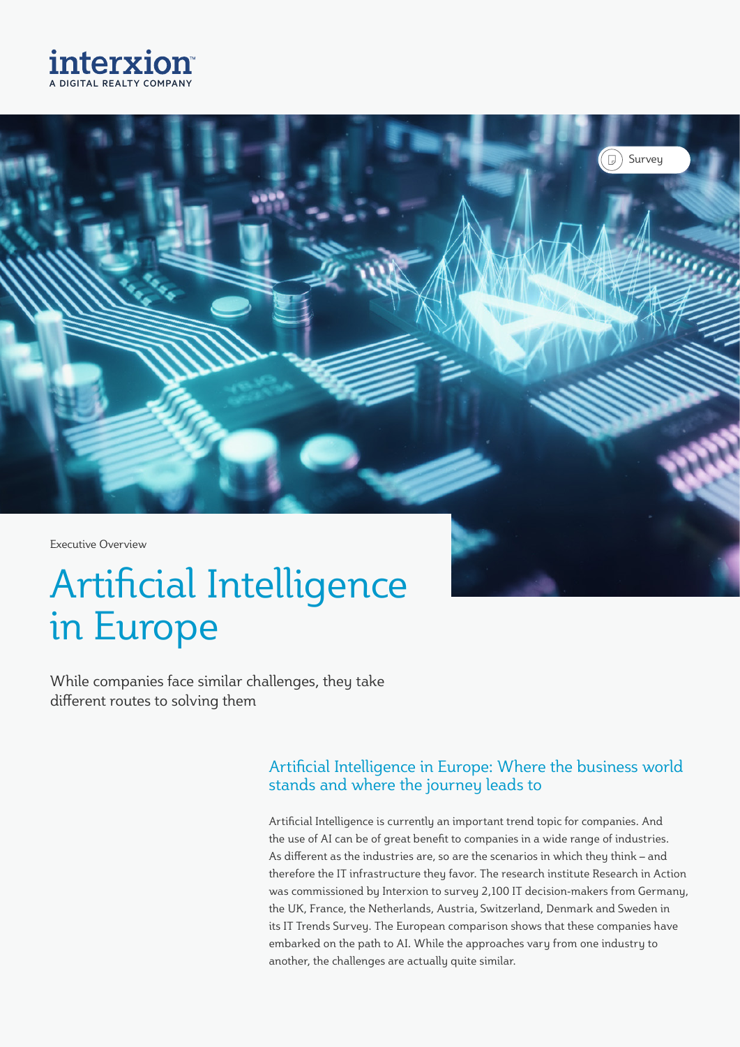interxion
A DIGITAL REALTY COMPANY

Survey

Executive Overview

# Artificial Intelligence in Europe

While companies face similar challenges, they take different routes to solving them

## Artificial Intelligence in Europe: Where the business world stands and where the journey leads to

Artificial Intelligence is currently an important trend topic for companies. And the use of AI can be of great benefit to companies in a wide range of industries. As different as the industries are, so are the scenarios in which they think – and therefore the IT infrastructure they favor. The research institute Research in Action was commissioned by Interxion to survey 2,100 IT decision-makers from Germany, the UK, France, the Netherlands, Austria, Switzerland, Denmark and Sweden in its IT Trends Survey. The European comparison shows that these companies have embarked on the path to AI. While the approaches vary from one industry to another, the challenges are actually quite similar.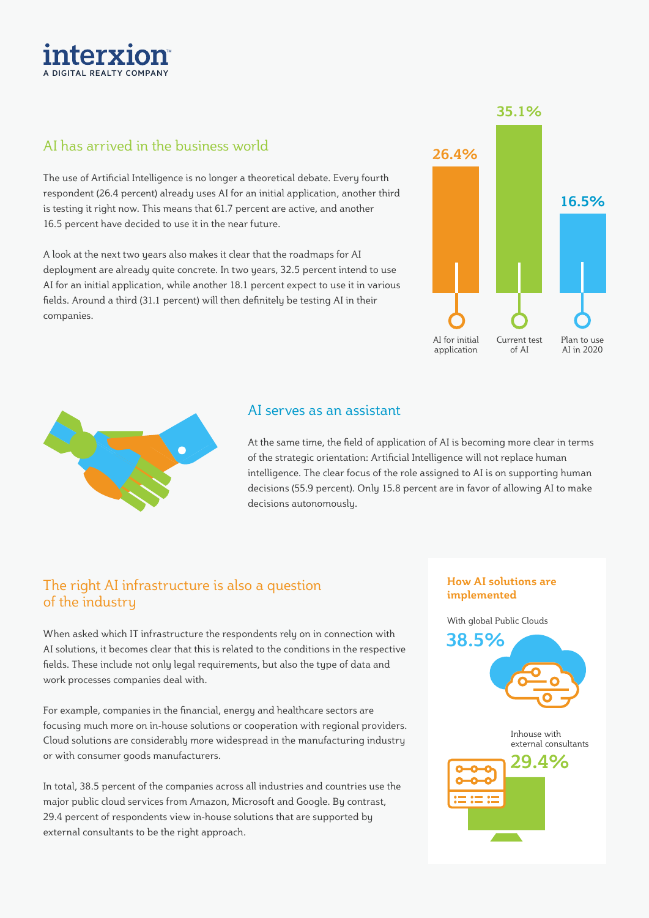## AI has arrived in the business world

The use of Artificial Intelligence is no longer a theoretical debate. Every fourth respondent (26.4 percent) already uses AI for an initial application, another third is testing it right now. This means that 61.7 percent are active, and another 16.5 percent have decided to use it in the near future.

A look at the next two years also makes it clear that the roadmaps for AI deployment are already quite concrete. In two years, 32.5 percent intend to use AI for an initial application, while another 18.1 percent expect to use it in various fields. Around a third (31.1 percent) will then definitely be testing AI in their companies.

| AI for initial application | Current test of AI | Plan to use AI in 2020 |
|---|---|---|
| 26.4% | 35.1% | 16.5% |

## AI serves as an assistant

At the same time, the field of application of AI is becoming more clear in terms of the strategic orientation: Artificial Intelligence will not replace human intelligence. The clear focus of the role assigned to AI is on supporting human decisions (55.9 percent). Only 15.8 percent are in favor of allowing AI to make decisions autonomously.

## The right AI infrastructure is also a question of the industry

When asked which IT infrastructure the respondents rely on in connection with AI solutions, it becomes clear that this is related to the conditions in the respective fields. These include not only legal requirements, but also the type of data and work processes companies deal with.

For example, companies in the financial, energy and healthcare sectors are focusing much more on in-house solutions or cooperation with regional providers. Cloud solutions are considerably more widespread in the manufacturing industry or with consumer goods manufacturers.

In total, 38.5 percent of the companies across all industries and countries use the major public cloud services from Amazon, Microsoft and Google. By contrast, 29.4 percent of respondents view in-house solutions that are supported by external consultants to be the right approach.

**How AI solutions are implemented**

With global Public Clouds
**38.5%**

Inhouse with external consultants
**29.4%**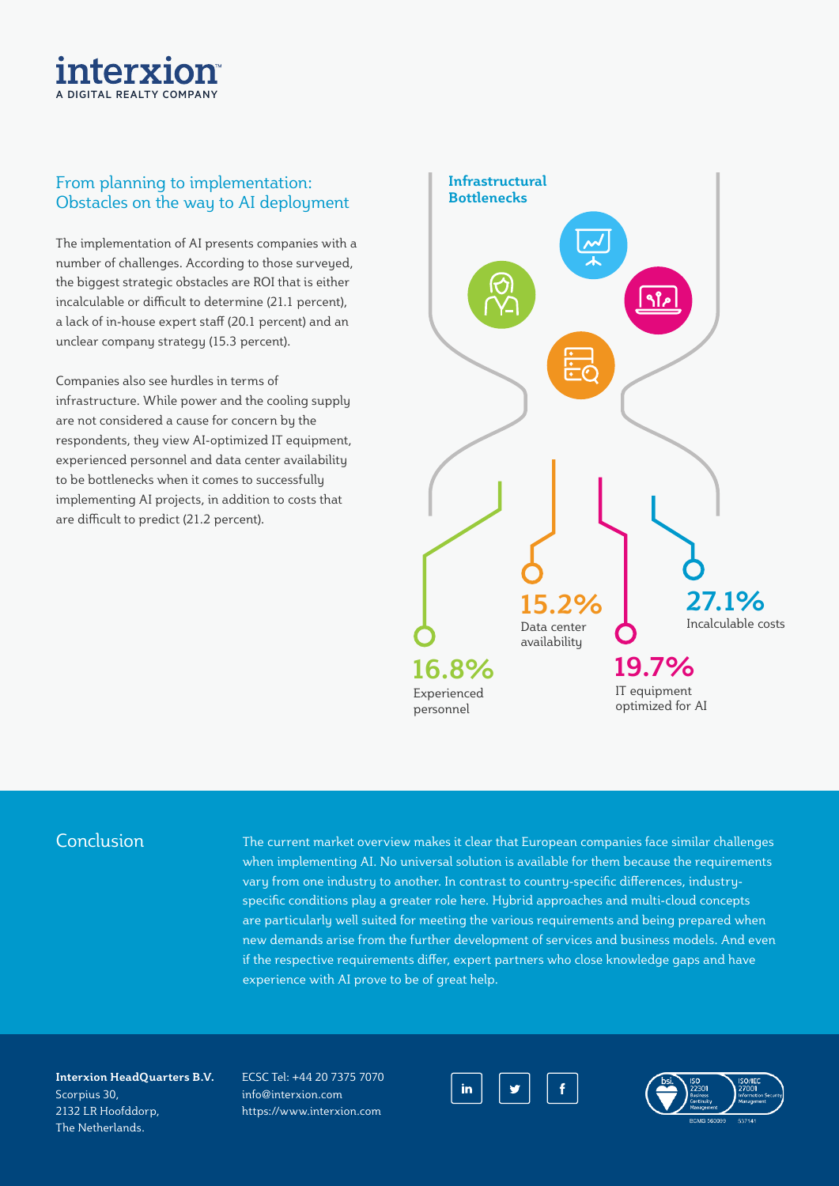## From planning to implementation: Obstacles on the way to AI deployment

The implementation of AI presents companies with a number of challenges. According to those surveyed, the biggest strategic obstacles are ROI that is either incalculable or difficult to determine (21.1 percent), a lack of in-house expert staff (20.1 percent) and an unclear company strategy (15.3 percent).

Companies also see hurdles in terms of infrastructure. While power and the cooling supply are not considered a cause for concern by the respondents, they view AI-optimized IT equipment, experienced personnel and data center availability to be bottlenecks when it comes to successfully implementing AI projects, in addition to costs that are difficult to predict (21.2 percent).

**Infrastructural Bottlenecks**

- **16.8%** Experienced personnel
- **15.2%** Data center availability
- **19.7%** IT equipment optimized for AI
- **27.1%** Incalculable costs

## Conclusion

The current market overview makes it clear that European companies face similar challenges when implementing AI. No universal solution is available for them because the requirements vary from one industry to another. In contrast to country-specific differences, industry-specific conditions play a greater role here. Hybrid approaches and multi-cloud concepts are particularly well suited for meeting the various requirements and being prepared when new demands arise from the further development of services and business models. And even if the respective requirements differ, expert partners who close knowledge gaps and have experience with AI prove to be of great help.

**Interxion HeadQuarters B.V.**
Scorpius 30,
2132 LR Hoofddorp,
The Netherlands.

ECSC Tel: +44 20 7375 7070
info@interxion.com
https://www.interxion.com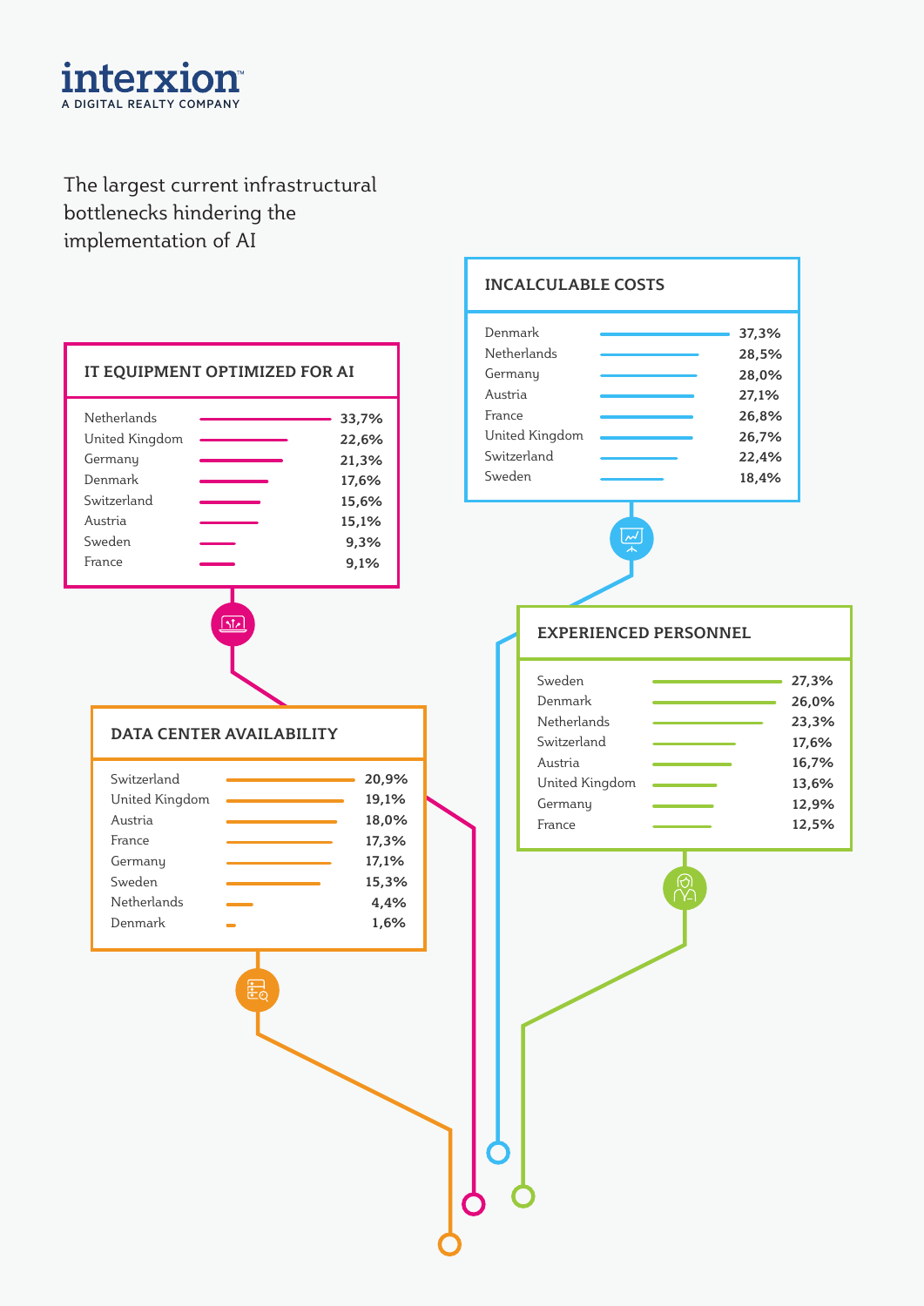**interxion**
A DIGITAL REALTY COMPANY

The largest current infrastructural bottlenecks hindering the implementation of AI

## IT EQUIPMENT OPTIMIZED FOR AI

| Country | Share |
|---|---|
| Netherlands | 33,7% |
| United Kingdom | 22,6% |
| Germany | 21,3% |
| Denmark | 17,6% |
| Switzerland | 15,6% |
| Austria | 15,1% |
| Sweden | 9,3% |
| France | 9,1% |

## INCALCULABLE COSTS

| Country | Share |
|---|---|
| Denmark | 37,3% |
| Netherlands | 28,5% |
| Germany | 28,0% |
| Austria | 27,1% |
| France | 26,8% |
| United Kingdom | 26,7% |
| Switzerland | 22,4% |
| Sweden | 18,4% |

## DATA CENTER AVAILABILITY

| Country | Share |
|---|---|
| Switzerland | 20,9% |
| United Kingdom | 19,1% |
| Austria | 18,0% |
| France | 17,3% |
| Germany | 17,1% |
| Sweden | 15,3% |
| Netherlands | 4,4% |
| Denmark | 1,6% |

## EXPERIENCED PERSONNEL

| Country | Share |
|---|---|
| Sweden | 27,3% |
| Denmark | 26,0% |
| Netherlands | 23,3% |
| Switzerland | 17,6% |
| Austria | 16,7% |
| United Kingdom | 13,6% |
| Germany | 12,9% |
| France | 12,5% |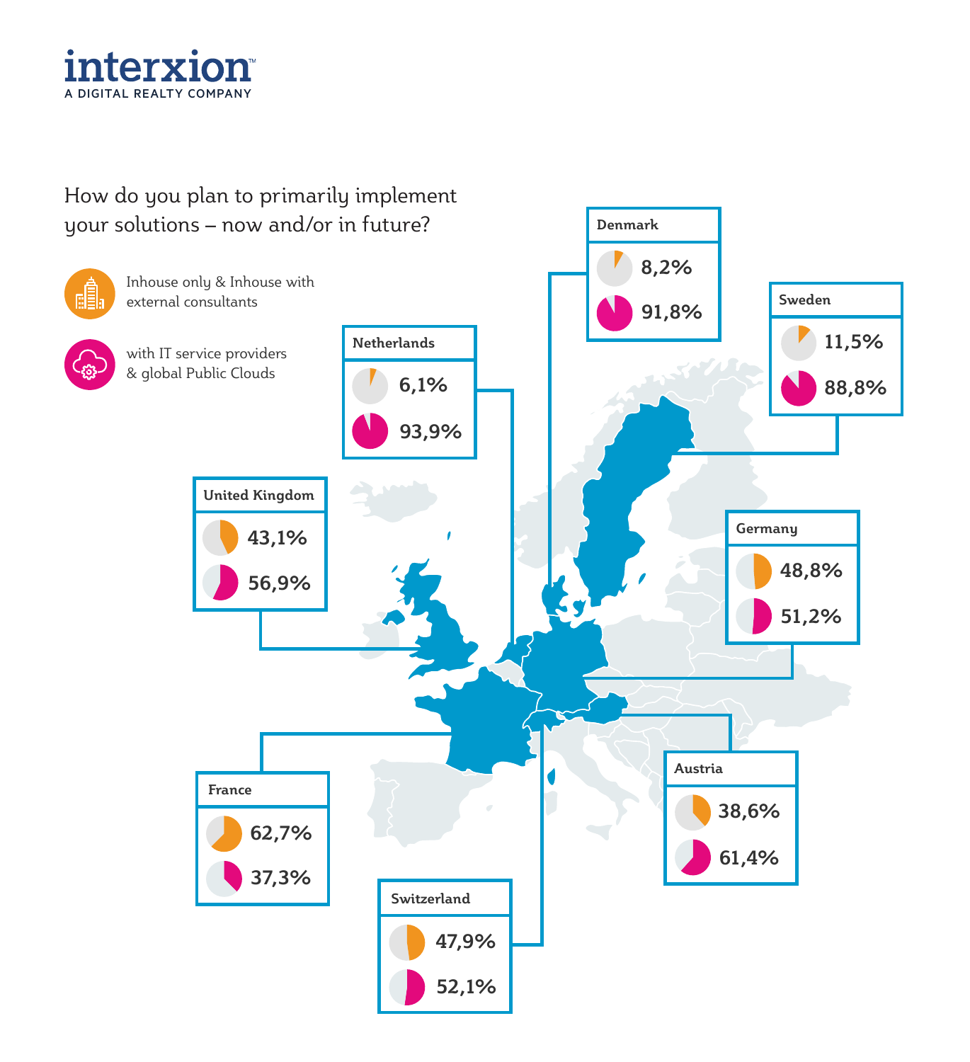interxion

A DIGITAL REALTY COMPANY

How do you plan to primarily implement your solutions – now and/or in future?

- Inhouse only & Inhouse with external consultants
- with IT service providers & global Public Clouds

| Country | Inhouse only & Inhouse with external consultants | with IT service providers & global Public Clouds |
| --- | --- | --- |
| Denmark | 8,2% | 91,8% |
| Sweden | 11,5% | 88,8% |
| Netherlands | 6,1% | 93,9% |
| United Kingdom | 43,1% | 56,9% |
| Germany | 48,8% | 51,2% |
| Austria | 38,6% | 61,4% |
| France | 62,7% | 37,3% |
| Switzerland | 47,9% | 52,1% |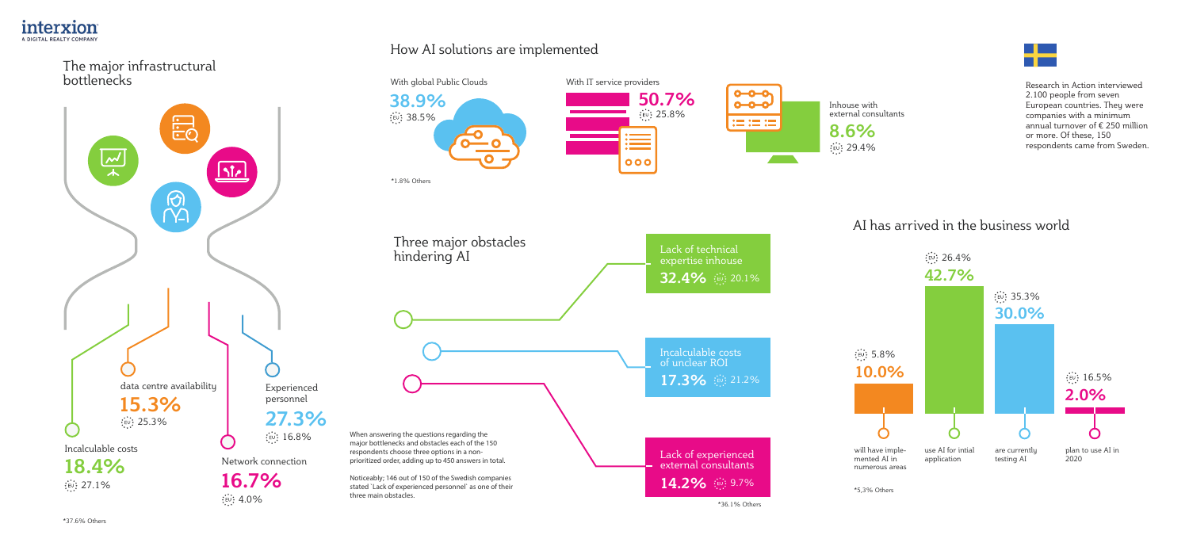## The major infrastructural bottlenecks

data centre availability
15.3%
EU: 25.3%

Experienced personnel
27.3%
EU: 16.8%

Incalculable costs
18.4%
EU: 27.1%

Network connection
16.7%
EU: 4.0%

*37.6% Others

## How AI solutions are implemented

With global Public Clouds
38.9%
EU: 38.5%

With IT service providers
50.7%
EU: 25.8%

Inhouse with external consultants
8.6%
EU: 29.4%

*1.8% Others

Research in Action interviewed 2.100 people from seven European countries. They were companies with a minimum annual turnover of € 250 million or more. Of these, 150 respondents came from Sweden.

## Three major obstacles hindering AI

Lack of technical expertise inhouse
32.4% EU: 20.1%

Incalculable costs of unclear ROI
17.3% EU: 21.2%

Lack of experienced external consultants
14.2% EU: 9.7%

*36.1% Others

When answering the questions regarding the major bottlenecks and obstacles each of the 150 respondents choose three options in a non-prioritized order, adding up to 450 answers in total.

Noticeably; 146 out of 150 of the Swedish companies stated `Lack of experienced personnel` as one of their three main obstacles.

## AI has arrived in the business world

will have implemented AI in numerous areas
10.0%
EU: 5.8%

use AI for intial application
42.7%
EU: 26.4%

are currently testing AI
30.0%
EU: 35.3%

plan to use AI in 2020
2.0%
EU: 16.5%

*5,3% Others